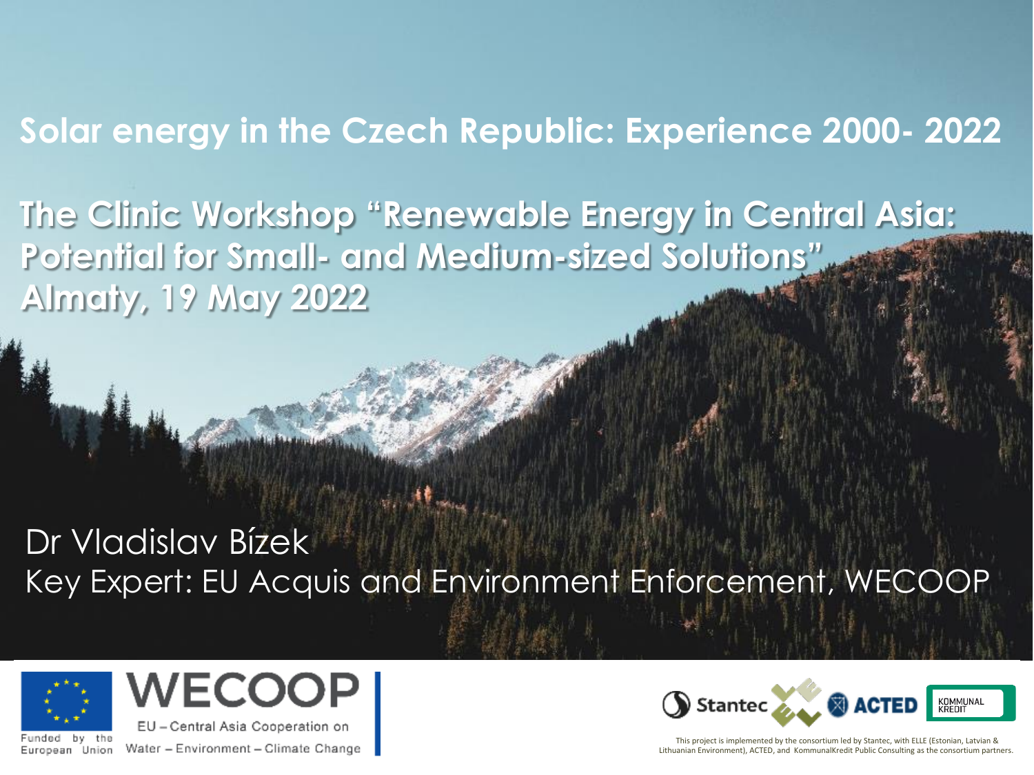# Solar energy in the Czech Republic: Experience 2000- 2022

## The Clinic Workshop "Renewable Energy in Central Asia: Potential for Small- and Medium-sized Solutions"
## Almaty, 19 May 2022

Dr Vladislav Bízek
Key Expert: EU Acquis and Environment Enforcement, WECOOP

Funded by the European Union

WECOOP
EU – Central Asia Cooperation on Water – Environment – Climate Change

Stantec ACTED KOMMUNALKREDIT

This project is implemented by the consortium led by Stantec, with ELLE (Estonian, Latvian & Lithuanian Environment), ACTED, and KommunalKredit Public Consulting as the consortium partners.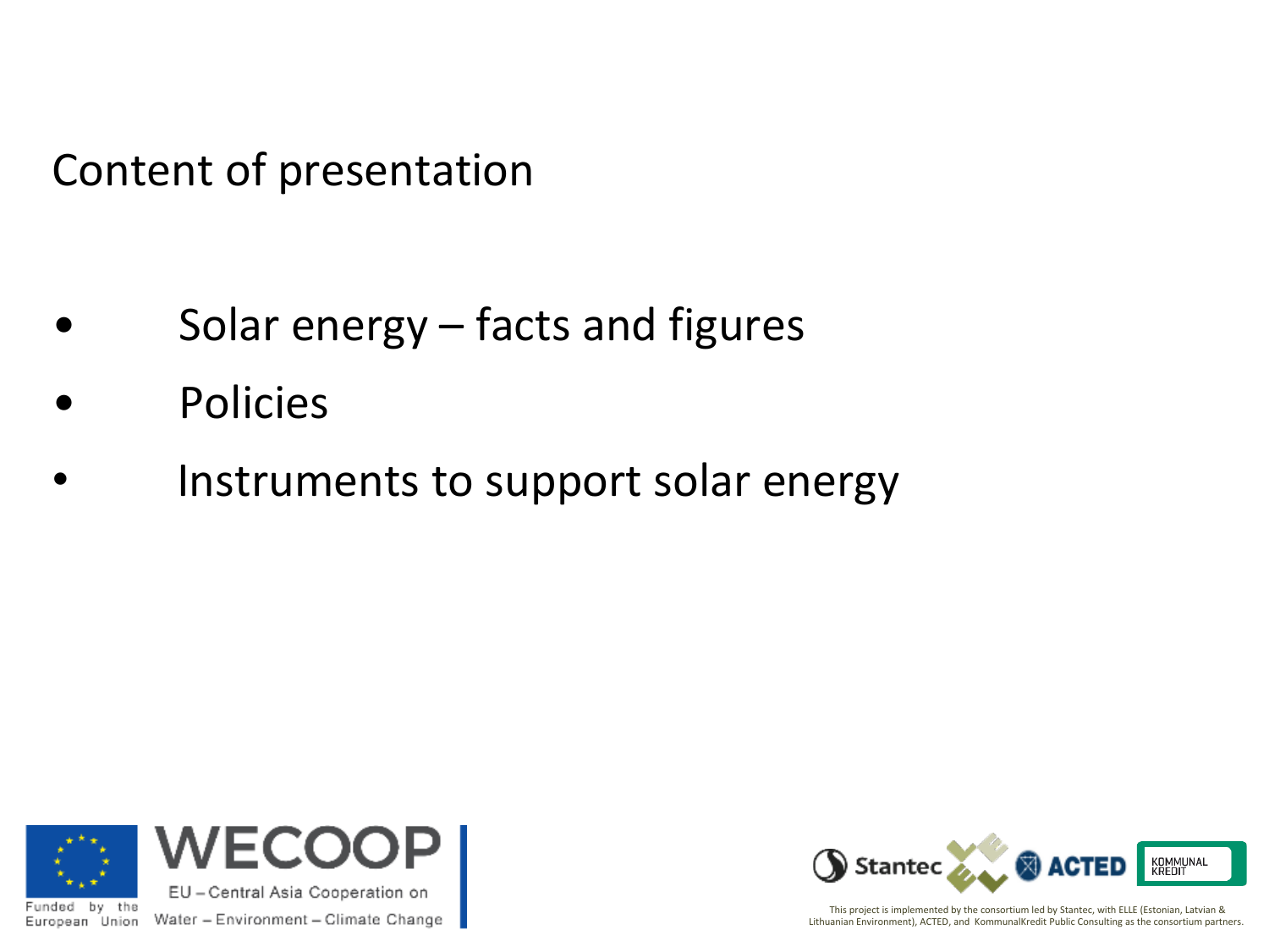# Content of presentation

- Solar energy – facts and figures
- Policies
- Instruments to support solar energy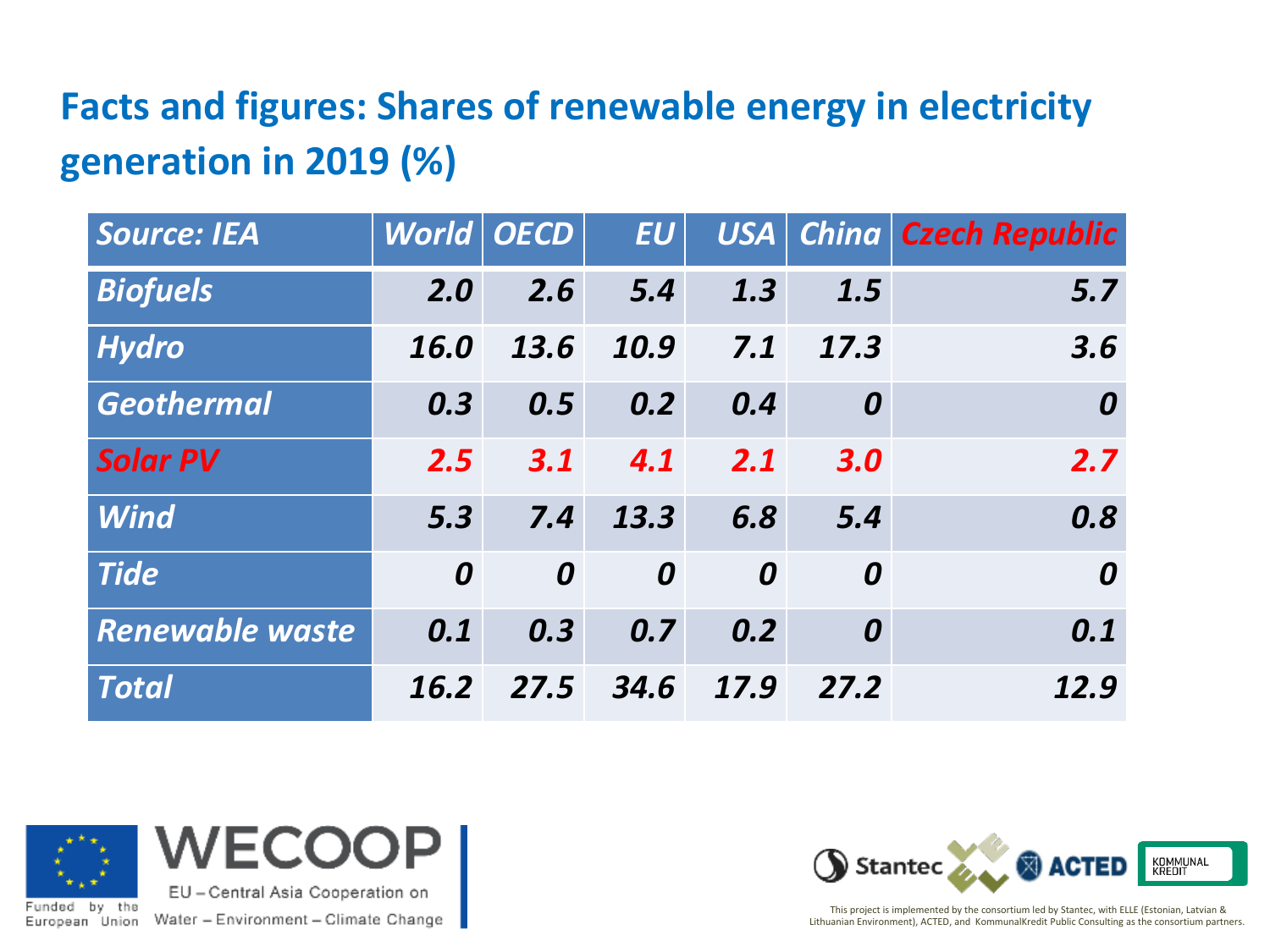## Facts and figures: Shares of renewable energy in electricity generation in 2019 (%)

| *Source: IEA* | *World* | *OECD* | *EU* | *USA* | *China* | *Czech Republic* |
|---|---|---|---|---|---|---|
| ***Biofuels*** | ***2.0*** | ***2.6*** | ***5.4*** | ***1.3*** | ***1.5*** | ***5.7*** |
| ***Hydro*** | ***16.0*** | ***13.6*** | ***10.9*** | ***7.1*** | ***17.3*** | ***3.6*** |
| ***Geothermal*** | ***0.3*** | ***0.5*** | ***0.2*** | ***0.4*** | ***0*** | ***0*** |
| ***Solar PV*** | ***2.5*** | ***3.1*** | ***4.1*** | ***2.1*** | ***3.0*** | ***2.7*** |
| ***Wind*** | ***5.3*** | ***7.4*** | ***13.3*** | ***6.8*** | ***5.4*** | ***0.8*** |
| ***Tide*** | ***0*** | ***0*** | ***0*** | ***0*** | ***0*** | ***0*** |
| ***Renewable waste*** | ***0.1*** | ***0.3*** | ***0.7*** | ***0.2*** | ***0*** | ***0.1*** |
| ***Total*** | ***16.2*** | ***27.5*** | ***34.6*** | ***17.9*** | ***27.2*** | ***12.9*** |

Funded by the European Union

WECOOP

EU – Central Asia Cooperation on Water – Environment – Climate Change

Stantec ACTED KOMMUNAL KREDIT

This project is implemented by the consortium led by Stantec, with ELLE (Estonian, Latvian & Lithuanian Environment), ACTED, and KommunalKredit Public Consulting as the consortium partners.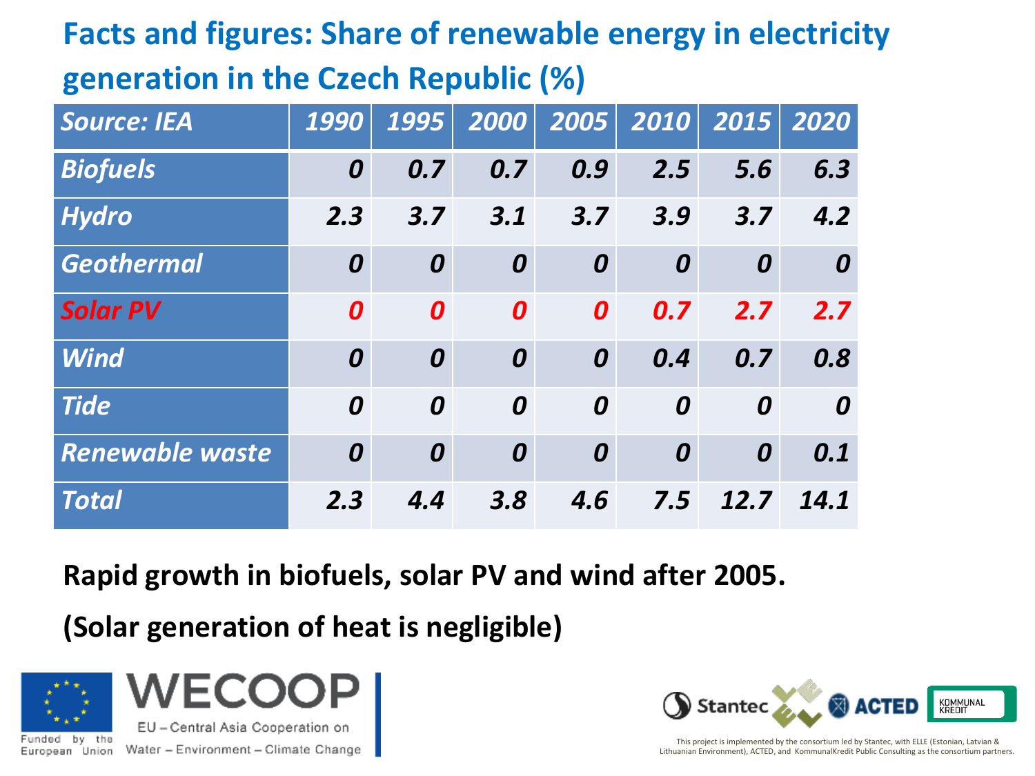# Facts and figures: Share of renewable energy in electricity generation in the Czech Republic (%)

| *Source: IEA* | *1990* | *1995* | *2000* | *2005* | *2010* | *2015* | *2020* |
|---|---|---|---|---|---|---|---|
| *Biofuels* | *0* | *0.7* | *0.7* | *0.9* | *2.5* | *5.6* | *6.3* |
| *Hydro* | *2.3* | *3.7* | *3.1* | *3.7* | *3.9* | *3.7* | *4.2* |
| *Geothermal* | *0* | *0* | *0* | *0* | *0* | *0* | *0* |
| *Solar PV* | *0* | *0* | *0* | *0* | *0.7* | *2.7* | *2.7* |
| *Wind* | *0* | *0* | *0* | *0* | *0.4* | *0.7* | *0.8* |
| *Tide* | *0* | *0* | *0* | *0* | *0* | *0* | *0* |
| *Renewable waste* | *0* | *0* | *0* | *0* | *0* | *0* | *0.1* |
| *Total* | *2.3* | *4.4* | *3.8* | *4.6* | *7.5* | *12.7* | *14.1* |

**Rapid growth in biofuels, solar PV and wind after 2005.**

**(Solar generation of heat is negligible)**

Funded by the European Union

WECOOP
EU – Central Asia Cooperation on Water – Environment – Climate Change

Stantec ACTED KOMMUNAL KREDIT

This project is implemented by the consortium led by Stantec, with ELLE (Estonian, Latvian & Lithuanian Environment), ACTED, and KommunalKredit Public Consulting as the consortium partners.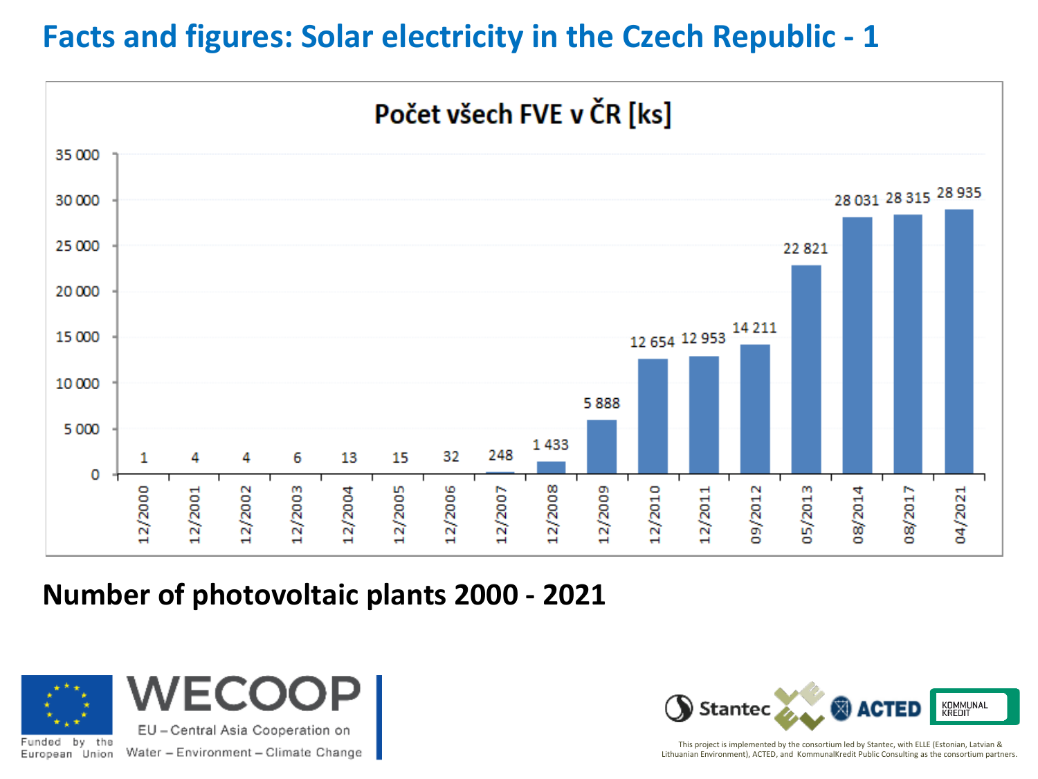# Facts and figures: Solar electricity in the Czech Republic - 1

**Počet všech FVE v ČR [ks]**

| Date | Count |
|---|---|
| 12/2000 | 1 |
| 12/2001 | 4 |
| 12/2002 | 4 |
| 12/2003 | 6 |
| 12/2004 | 13 |
| 12/2005 | 15 |
| 12/2006 | 32 |
| 12/2007 | 248 |
| 12/2008 | 1 433 |
| 12/2009 | 5 888 |
| 12/2010 | 12 654 |
| 12/2011 | 12 953 |
| 09/2012 | 14 211 |
| 05/2013 | 22 821 |
| 08/2014 | 28 031 |
| 08/2017 | 28 315 |
| 04/2021 | 28 935 |

**Number of photovoltaic plants 2000 - 2021**

Funded by the European Union

WECOOP – EU – Central Asia Cooperation on Water – Environment – Climate Change

This project is implemented by the consortium led by Stantec, with ELLE (Estonian, Latvian & Lithuanian Environment), ACTED, and KommunalKredit Public Consulting as the consortium partners.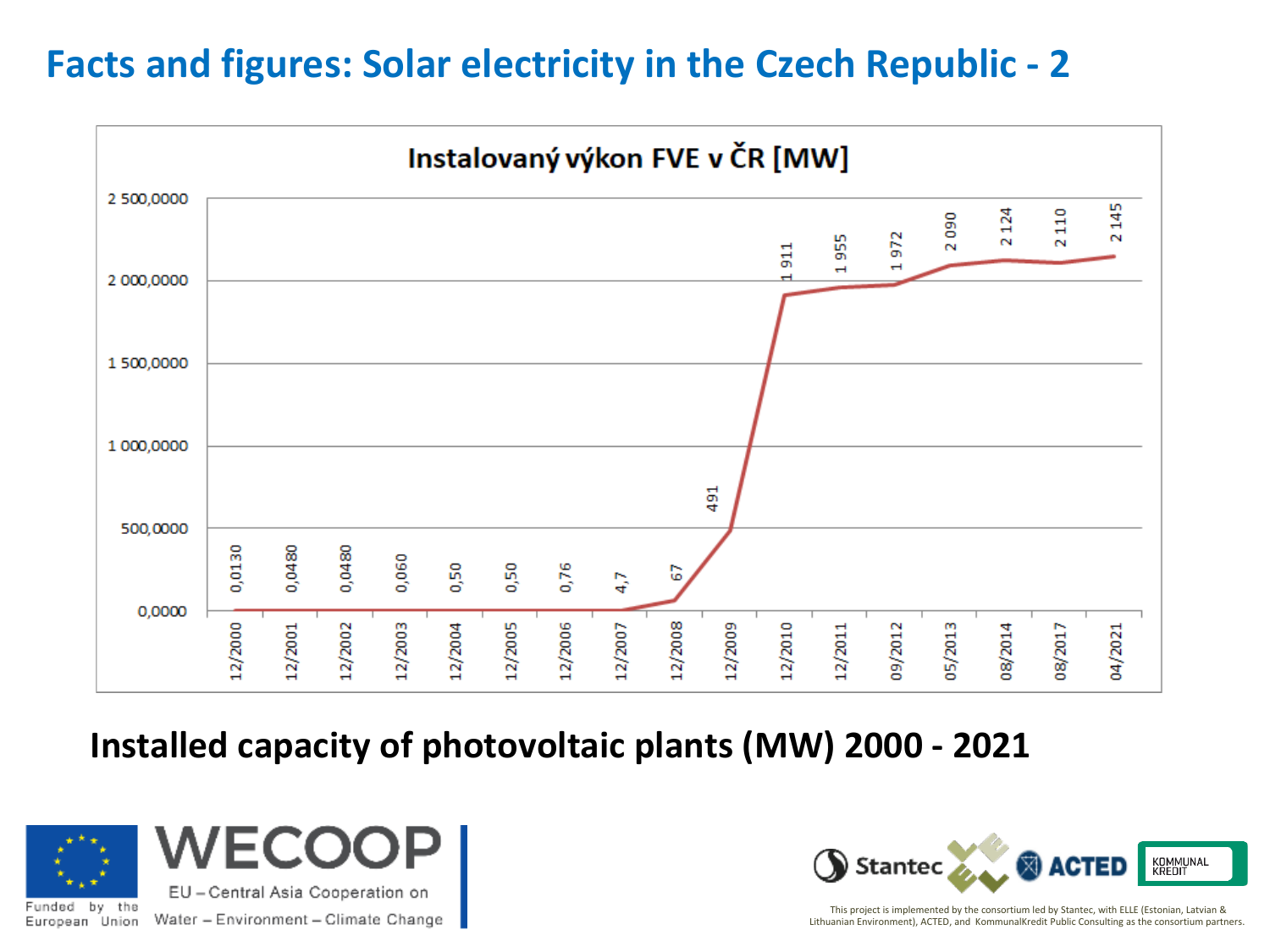# Facts and figures: Solar electricity in the Czech Republic - 2

**Instalovaný výkon FVE v ČR [MW]**

| Date | Installed capacity [MW] |
|---|---|
| 12/2000 | 0,0130 |
| 12/2001 | 0,0480 |
| 12/2002 | 0,0480 |
| 12/2003 | 0,060 |
| 12/2004 | 0,50 |
| 12/2005 | 0,50 |
| 12/2006 | 0,76 |
| 12/2007 | 4,7 |
| 12/2008 | 67 |
| 12/2009 | 491 |
| 12/2010 | 1 911 |
| 12/2011 | 1 955 |
| 09/2012 | 1 972 |
| 05/2013 | 2 090 |
| 08/2014 | 2 124 |
| 08/2017 | 2 110 |
| 04/2021 | 2 145 |

**Installed capacity of photovoltaic plants (MW) 2000 - 2021**

Funded by the European Union

WECOOP – EU – Central Asia Cooperation on Water – Environment – Climate Change

This project is implemented by the consortium led by Stantec, with ELLE (Estonian, Latvian & Lithuanian Environment), ACTED, and KommunalKredit Public Consulting as the consortium partners.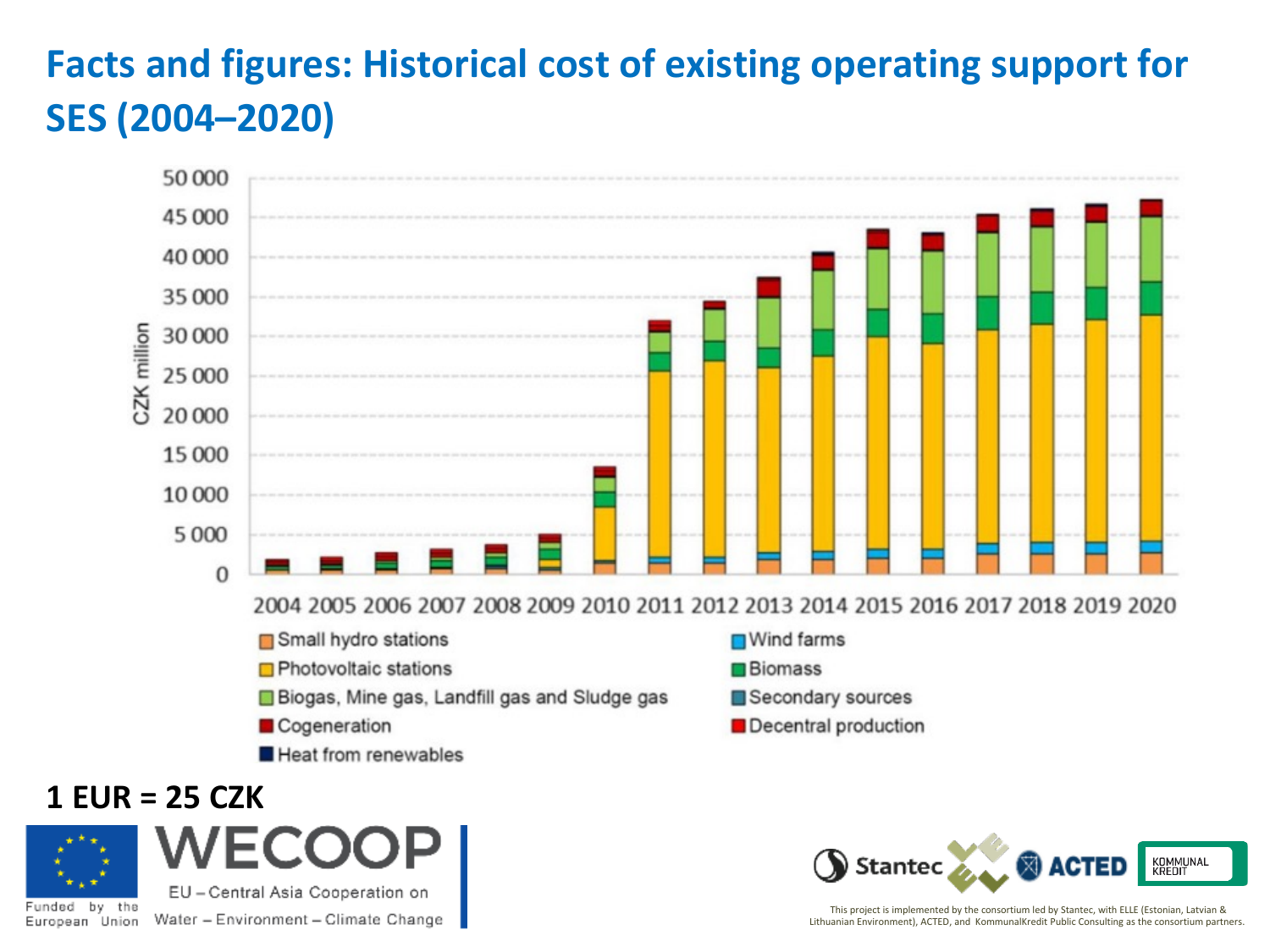# Facts and figures: Historical cost of existing operating support for SES (2004–2020)

CZK million

2004 2005 2006 2007 2008 2009 2010 2011 2012 2013 2014 2015 2016 2017 2018 2019 2020

- Small hydro stations
- Photovoltaic stations
- Biogas, Mine gas, Landfill gas and Sludge gas
- Cogeneration
- Heat from renewables
- Wind farms
- Biomass
- Secondary sources
- Decentral production

**1 EUR = 25 CZK**

Funded by the European Union

WECOOP

EU – Central Asia Cooperation on Water – Environment – Climate Change

Stantec ACTED KOMMUNAL KREDIT

This project is implemented by the consortium led by Stantec, with ELLE (Estonian, Latvian & Lithuanian Environment), ACTED, and KommunalKredit Public Consulting as the consortium partners.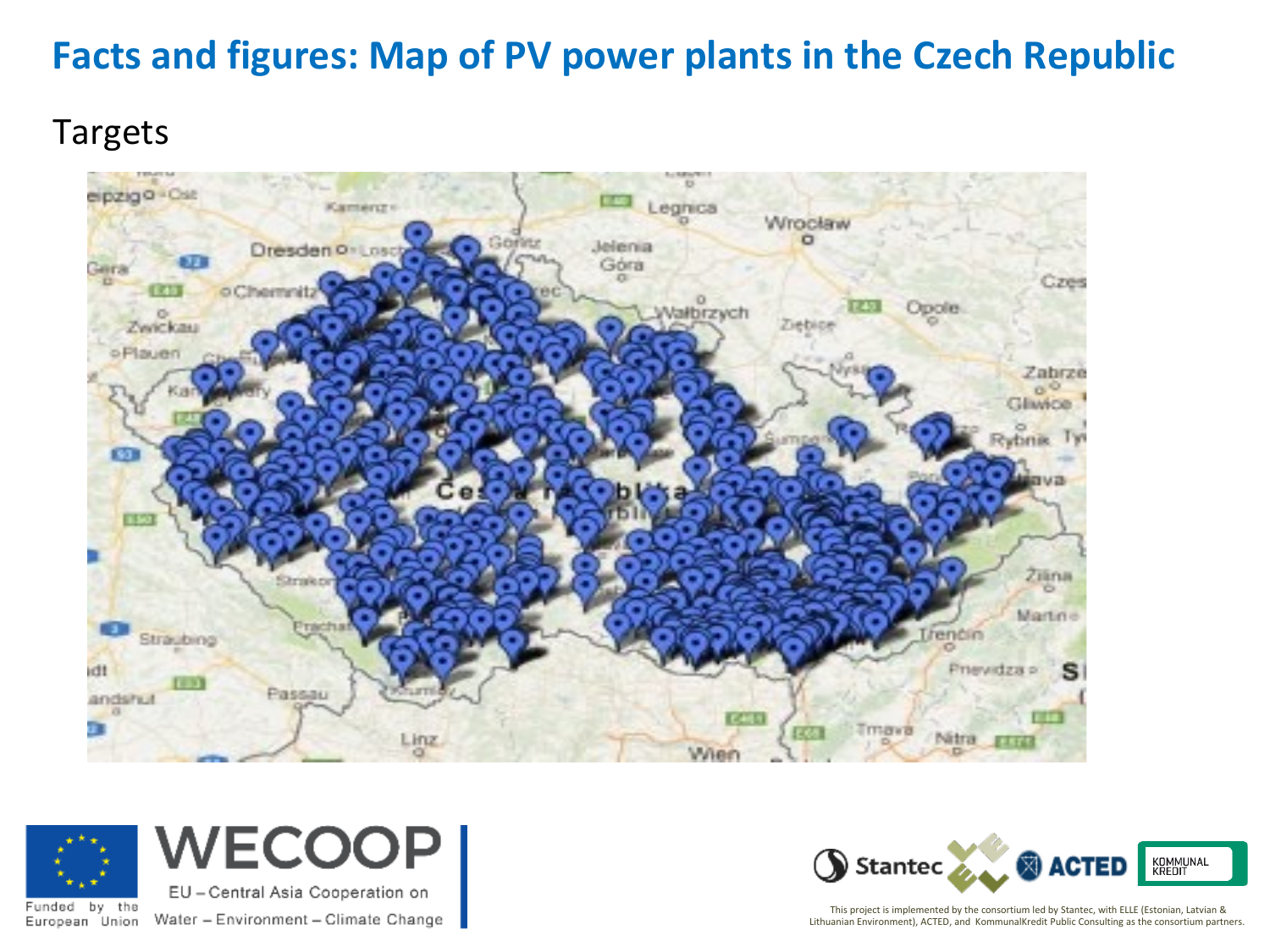# Facts and figures: Map of PV power plants in the Czech Republic

Targets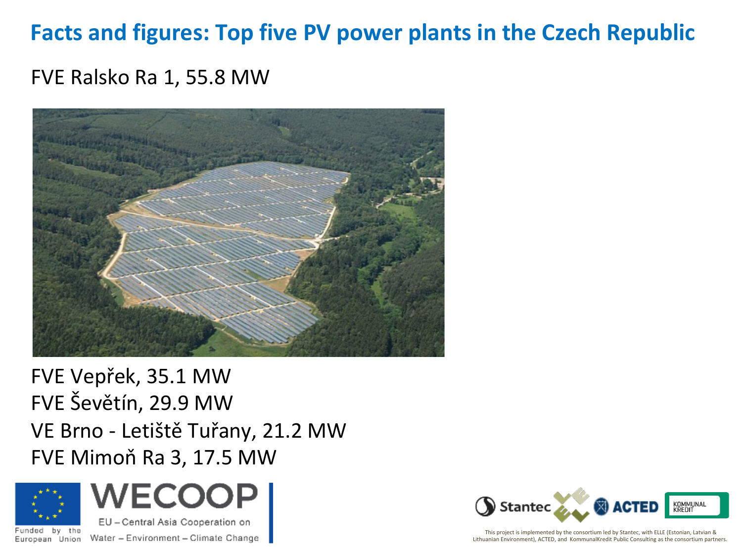# Facts and figures: Top five PV power plants in the Czech Republic

FVE Ralsko Ra 1, 55.8 MW

FVE Vepřek, 35.1 MW
FVE Ševětín, 29.9 MW
VE Brno - Letiště Tuřany, 21.2 MW
FVE Mimoň Ra 3, 17.5 MW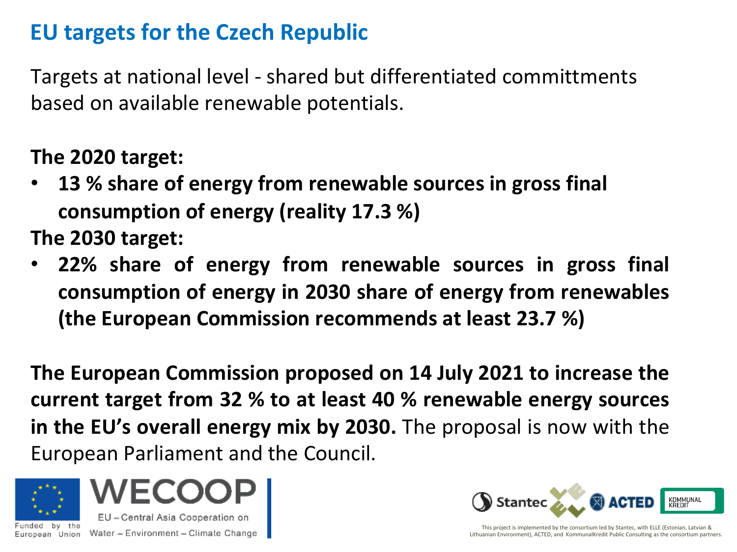## EU targets for the Czech Republic

Targets at national level - shared but differentiated committments based on available renewable potentials.

**The 2020 target:**

- **13 % share of energy from renewable sources in gross final consumption of energy (reality 17.3 %)**

**The 2030 target:**

- **22% share of energy from renewable sources in gross final consumption of energy in 2030 share of energy from renewables (the European Commission recommends at least 23.7 %)**

**The European Commission proposed on 14 July 2021 to increase the current target from 32 % to at least 40 % renewable energy sources in the EU's overall energy mix by 2030.** The proposal is now with the European Parliament and the Council.

Funded by the European Union

WECOOP
EU – Central Asia Cooperation on Water – Environment – Climate Change

Stantec ACTED KOMMUNAL KREDIT

This project is implemented by the consortium led by Stantec, with ELLE (Estonian, Latvian & Lithuanian Environment), ACTED, and KommunalKredit Public Consulting as the consortium partners.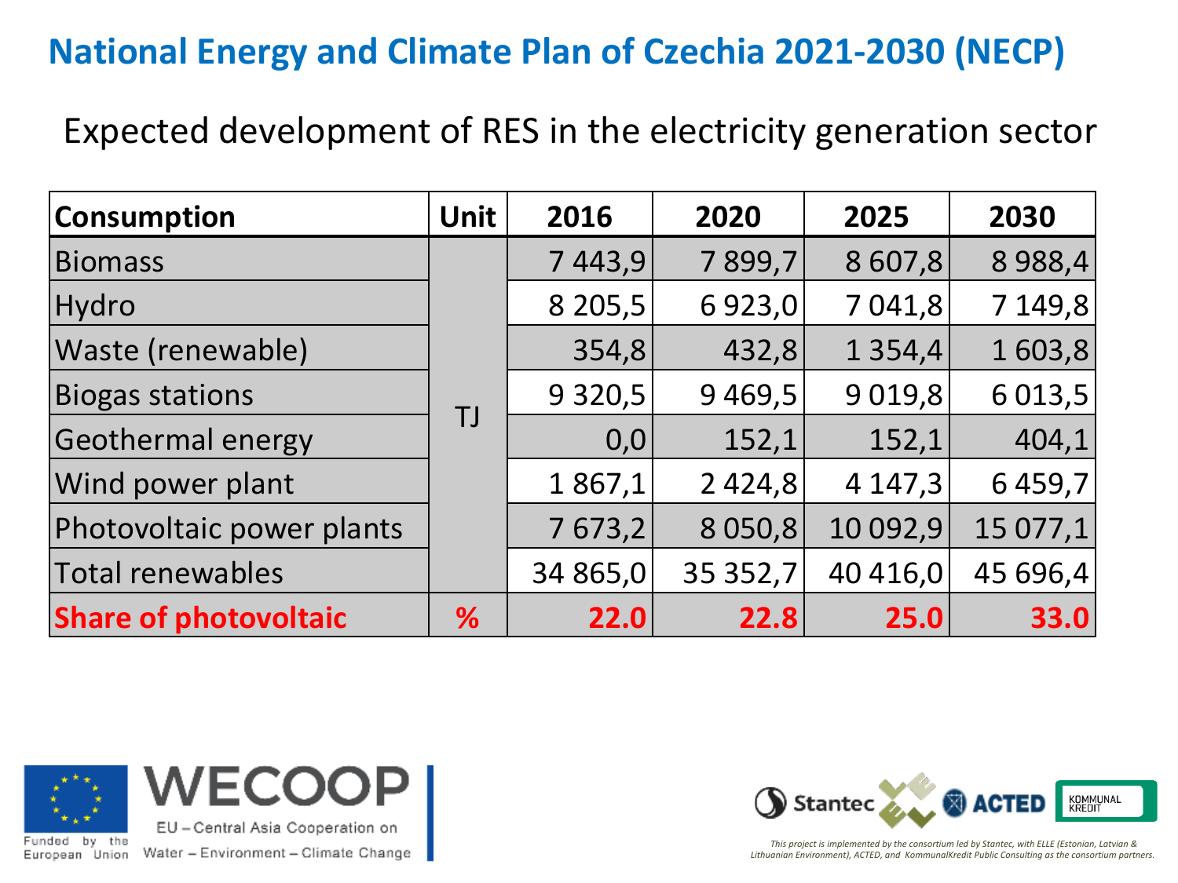# National Energy and Climate Plan of Czechia 2021-2030 (NECP)

## Expected development of RES in the electricity generation sector

| Consumption | Unit | 2016 | 2020 | 2025 | 2030 |
|---|---|---|---|---|---|
| Biomass | TJ | 7 443,9 | 7 899,7 | 8 607,8 | 8 988,4 |
| Hydro | | 8 205,5 | 6 923,0 | 7 041,8 | 7 149,8 |
| Waste (renewable) | | 354,8 | 432,8 | 1 354,4 | 1 603,8 |
| Biogas stations | | 9 320,5 | 9 469,5 | 9 019,8 | 6 013,5 |
| Geothermal energy | | 0,0 | 152,1 | 152,1 | 404,1 |
| Wind power plant | | 1 867,1 | 2 424,8 | 4 147,3 | 6 459,7 |
| Photovoltaic power plants | | 7 673,2 | 8 050,8 | 10 092,9 | 15 077,1 |
| Total renewables | | 34 865,0 | 35 352,7 | 40 416,0 | 45 696,4 |
| **Share of photovoltaic** | **%** | **22.0** | **22.8** | **25.0** | **33.0** |

Funded by the European Union

WECOOP – EU – Central Asia Cooperation on Water – Environment – Climate Change

*This project is implemented by the consortium led by Stantec, with ELLE (Estonian, Latvian & Lithuanian Environment), ACTED, and KommunalKredit Public Consulting as the consortium partners.*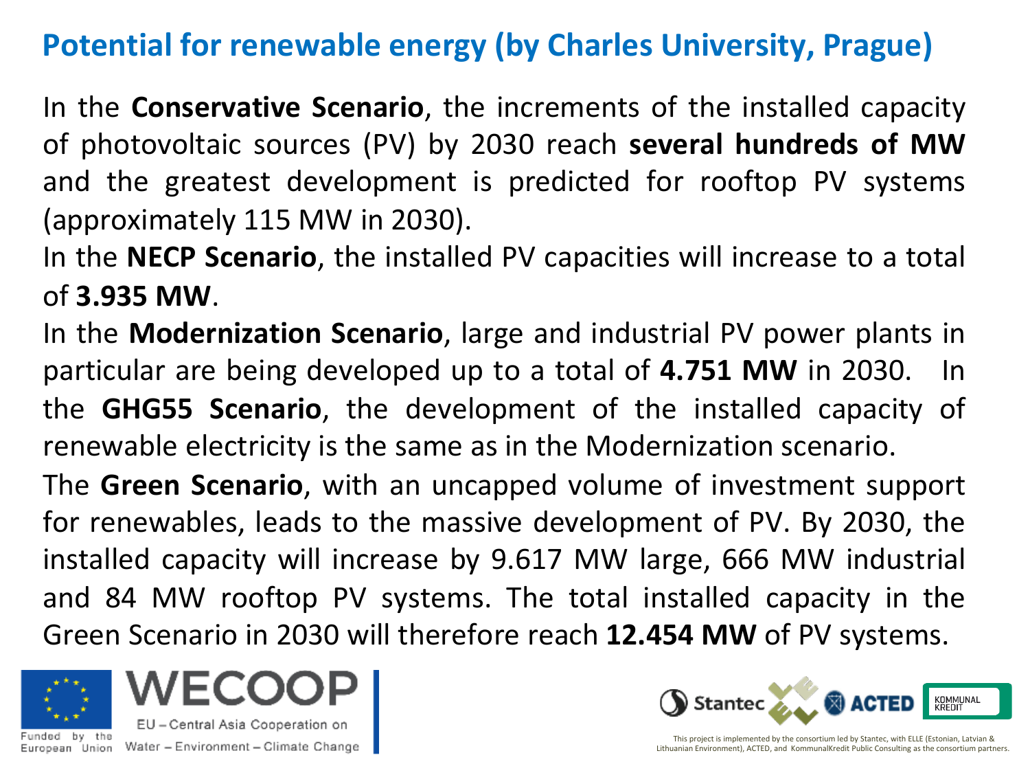## Potential for renewable energy (by Charles University, Prague)

In the **Conservative Scenario**, the increments of the installed capacity of photovoltaic sources (PV) by 2030 reach **several hundreds of MW** and the greatest development is predicted for rooftop PV systems (approximately 115 MW in 2030).

In the **NECP Scenario**, the installed PV capacities will increase to a total of **3.935 MW**.

In the **Modernization Scenario**, large and industrial PV power plants in particular are being developed up to a total of **4.751 MW** in 2030. In the **GHG55 Scenario**, the development of the installed capacity of renewable electricity is the same as in the Modernization scenario.

The **Green Scenario**, with an uncapped volume of investment support for renewables, leads to the massive development of PV. By 2030, the installed capacity will increase by 9.617 MW large, 666 MW industrial and 84 MW rooftop PV systems. The total installed capacity in the Green Scenario in 2030 will therefore reach **12.454 MW** of PV systems.

Funded by the European Union

WECOOP

EU – Central Asia Cooperation on Water – Environment – Climate Change

Stantec ACTED KOMMUNALKREDIT

This project is implemented by the consortium led by Stantec, with ELLE (Estonian, Latvian & Lithuanian Environment), ACTED, and KommunalKredit Public Consulting as the consortium partners.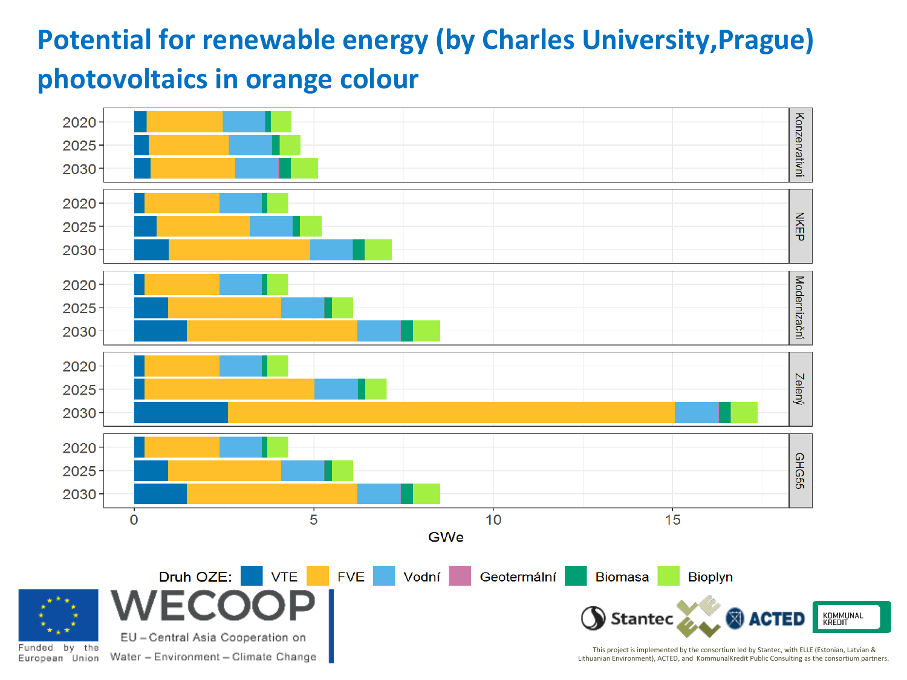# Potential for renewable energy (by Charles University,Prague) photovoltaics in orange colour

Druh OZE: VTE, FVE, Vodní, Geotermální, Biomasa, Bioplyn

GWe

Konzervativní | NKEP | Modernizační | Zelený | GHG55

2020 | 2025 | 2030

Funded by the European Union

WECOOP

EU – Central Asia Cooperation on Water – Environment – Climate Change

Stantec | ACTED | KOMMUNAL KREDIT

This project is implemented by the consortium led by Stantec, with ELLE (Estonian, Latvian & Lithuanian Environment), ACTED, and KommunalKredit Public Consulting as the consortium partners.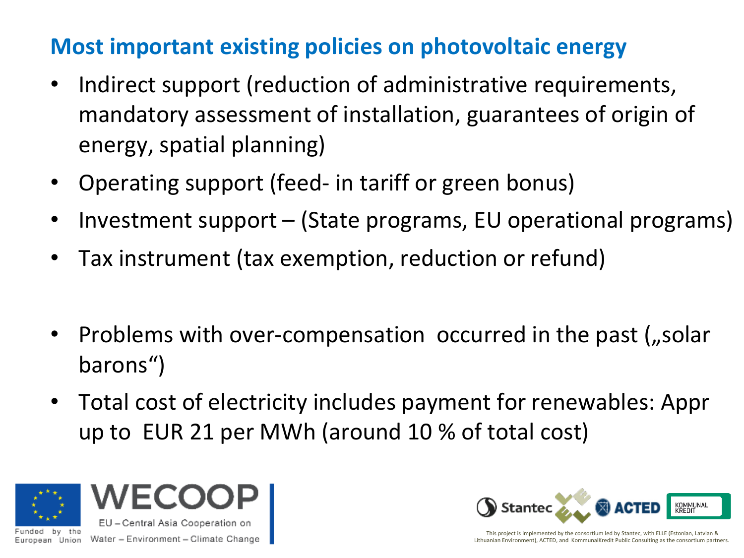## Most important existing policies on photovoltaic energy

- Indirect support (reduction of administrative requirements, mandatory assessment of installation, guarantees of origin of energy, spatial planning)
- Operating support (feed- in tariff or green bonus)
- Investment support – (State programs, EU operational programs)
- Tax instrument (tax exemption, reduction or refund)

- Problems with over-compensation occurred in the past („solar barons“)
- Total cost of electricity includes payment for renewables: Appr up to EUR 21 per MWh (around 10 % of total cost)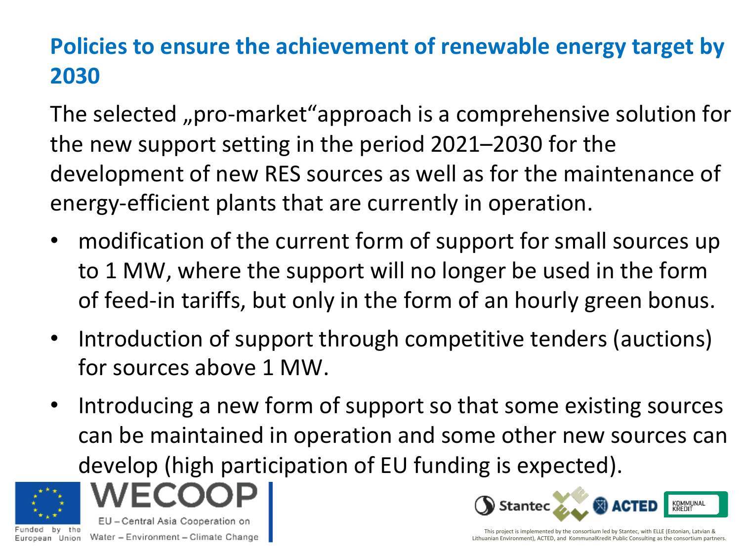## Policies to ensure the achievement of renewable energy target by 2030

The selected „pro-market“approach is a comprehensive solution for the new support setting in the period 2021–2030 for the development of new RES sources as well as for the maintenance of energy-efficient plants that are currently in operation.

- modification of the current form of support for small sources up to 1 MW, where the support will no longer be used in the form of feed-in tariffs, but only in the form of an hourly green bonus.
- Introduction of support through competitive tenders (auctions) for sources above 1 MW.
- Introducing a new form of support so that some existing sources can be maintained in operation and some other new sources can develop (high participation of EU funding is expected).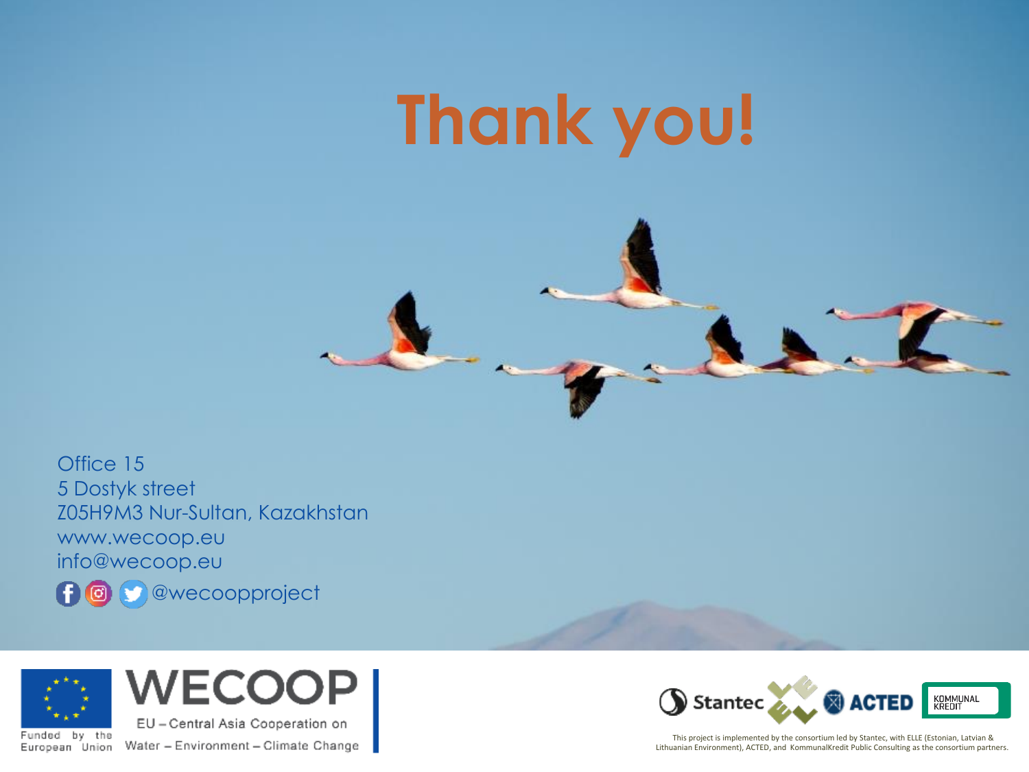# Thank you!

Office 15
5 Dostyk street
Z05H9M3 Nur-Sultan, Kazakhstan
www.wecoop.eu
info@wecoop.eu
@wecoopproject

Funded by the European Union

WECOOP
EU – Central Asia Cooperation on Water – Environment – Climate Change

Stantec ACTED KOMMUNAL KREDIT

This project is implemented by the consortium led by Stantec, with ELLE (Estonian, Latvian & Lithuanian Environment), ACTED, and KommunalKredit Public Consulting as the consortium partners.